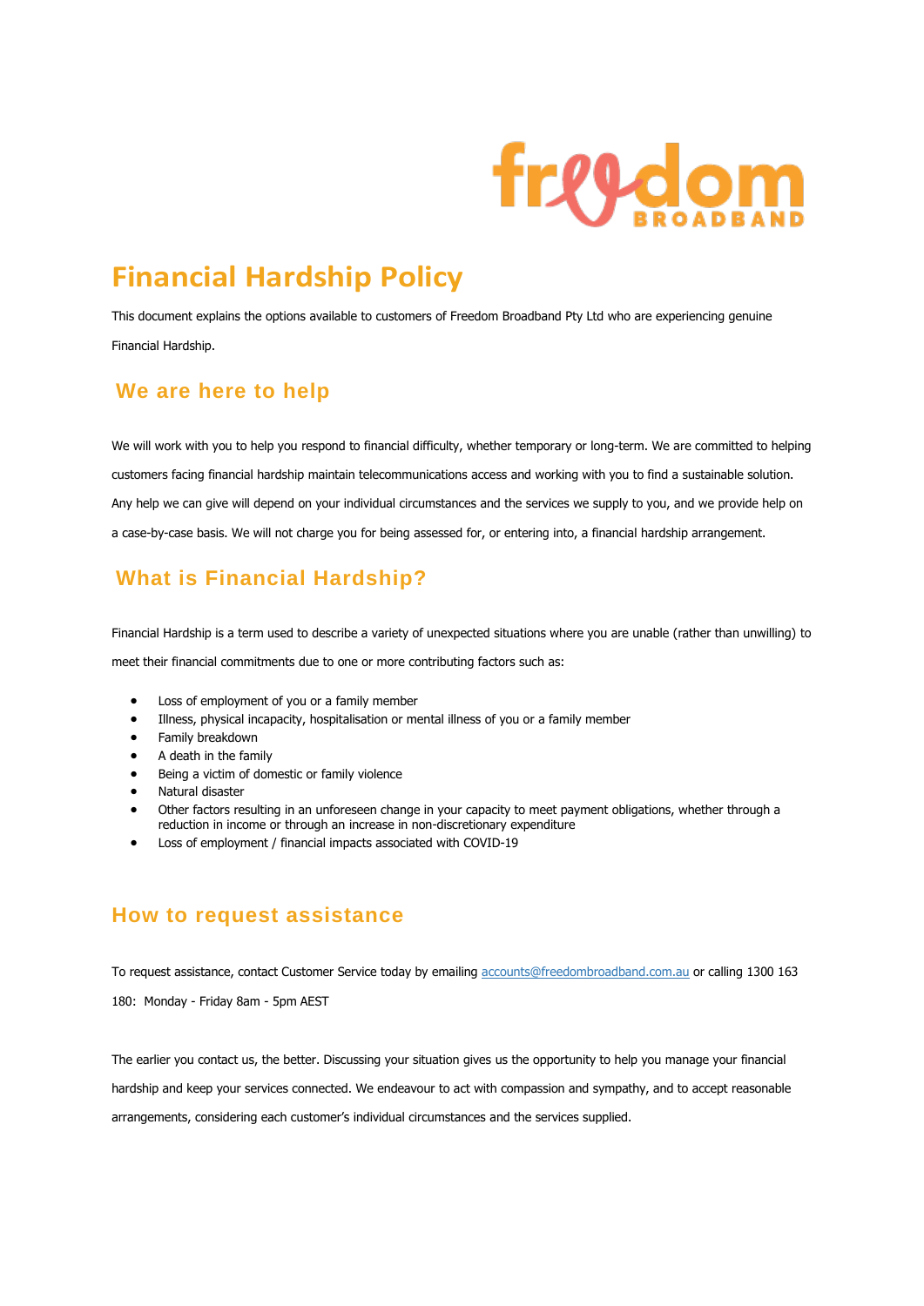# Financial Hardship Policy

This document explains the options available to customers of Freedom Broadband Pty Ltd who are experiencing genuine Financial Hardship.

## We are here to help

We will work with you to help you respond to financial difficulty, whether temporary or long-term. We are committed to helping customers facing financial hardship maintain telecommunications access and working with you to find a sustainable solution. Any help we can give will depend on your individual circumstances and the services we supply to you, and we provide help on a case-by-case basis. We will not charge you for being assessed for, or entering into, a financial hardship arrangement.

## What is Financial Hardship?

Financial Hardship is a term used to describe a variety of unexpected situations where you are unable (rather than unwilling) to meet their financial commitments due to one or more contributing factors such as:

- Loss of employment of you or a family member
- Illness, physical incapacity, hospitalisation or mental illness of you or a family member
- Family breakdown
- A death in the family
- Being a victim of domestic or family violence
- Natural disaster
- Other factors resulting in an unforeseen change in your capacity to meet payment obligations, whether through a reduction in income or through an increase in non-discretionary expenditure
- Loss of employment / financial impacts associated with COVID-19

## How to request assistance

To request assistance, contact Customer Service today by emailing accounts@freedombroadband.com.au or calling 1300 163 180: Monday - Friday 8am - 5pm AEST

The earlier you contact us, the better. Discussing your situation gives us the opportunity to help you manage your financial hardship and keep your services connected. We endeavour to act with compassion and sympathy, and to accept reasonable arrangements, considering each customer's individual circumstances and the services supplied.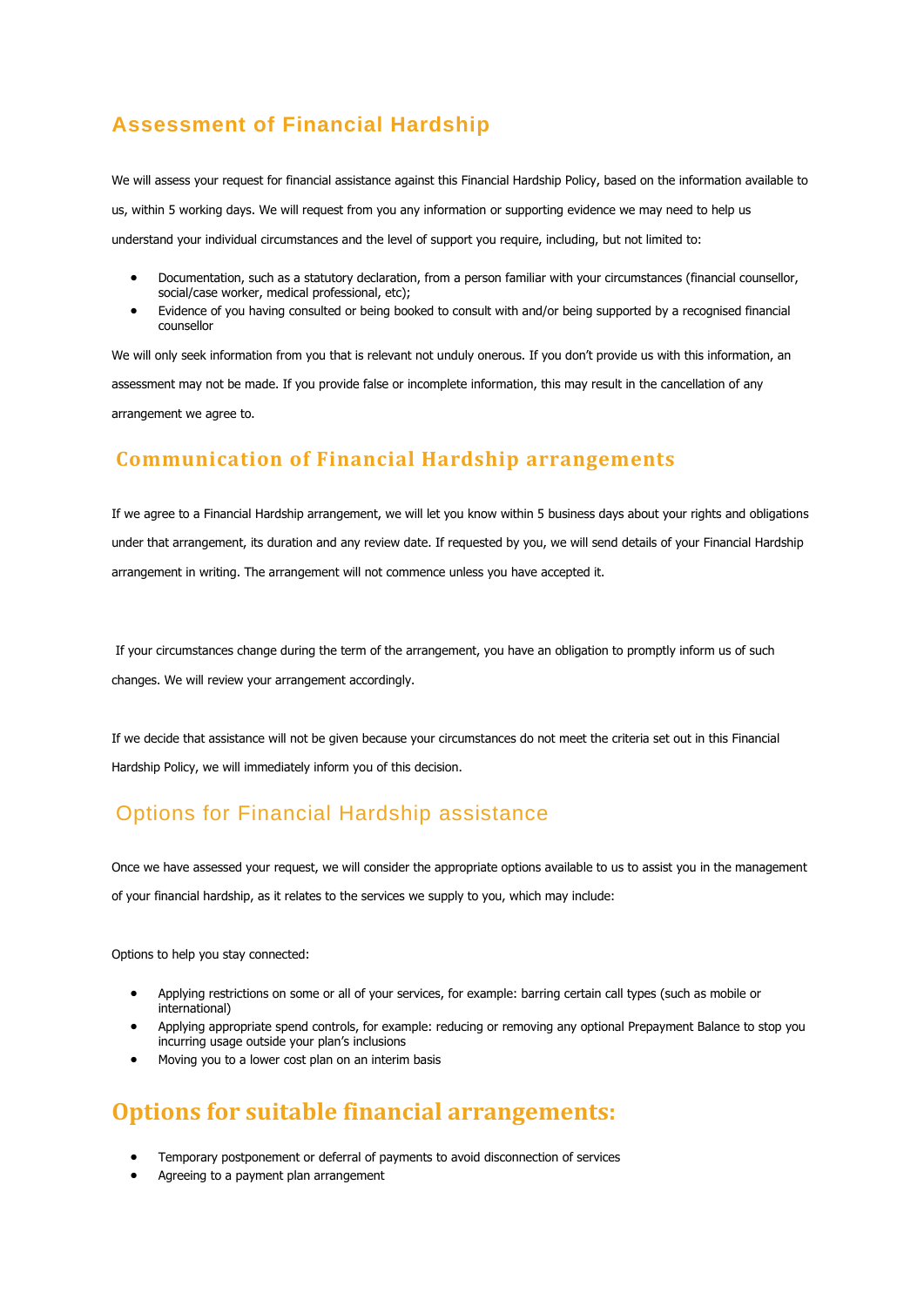## Assessment of Financial Hardship

We will assess your request for financial assistance against this Financial Hardship Policy, based on the information available to us, within 5 working days. We will request from you any information or supporting evidence we may need to help us understand your individual circumstances and the level of support you require, including, but not limited to:

- Documentation, such as a statutory declaration, from a person familiar with your circumstances (financial counsellor, social/case worker, medical professional, etc);
- Evidence of you having consulted or being booked to consult with and/or being supported by a recognised financial counsellor

We will only seek information from you that is relevant not unduly onerous. If you don't provide us with this information, an assessment may not be made. If you provide false or incomplete information, this may result in the cancellation of any arrangement we agree to.

## Communication of Financial Hardship arrangements

If we agree to a Financial Hardship arrangement, we will let you know within 5 business days about your rights and obligations under that arrangement, its duration and any review date. If requested by you, we will send details of your Financial Hardship arrangement in writing. The arrangement will not commence unless you have accepted it.

If your circumstances change during the term of the arrangement, you have an obligation to promptly inform us of such changes. We will review your arrangement accordingly.

If we decide that assistance will not be given because your circumstances do not meet the criteria set out in this Financial Hardship Policy, we will immediately inform you of this decision.

## Options for Financial Hardship assistance

Once we have assessed your request, we will consider the appropriate options available to us to assist you in the management of your financial hardship, as it relates to the services we supply to you, which may include:

Options to help you stay connected:

- Applying restrictions on some or all of your services, for example: barring certain call types (such as mobile or international)
- Applying appropriate spend controls, for example: reducing or removing any optional Prepayment Balance to stop you incurring usage outside your plan's inclusions
- Moving you to a lower cost plan on an interim basis

## Options for suitable financial arrangements:

- Temporary postponement or deferral of payments to avoid disconnection of services
- Agreeing to a payment plan arrangement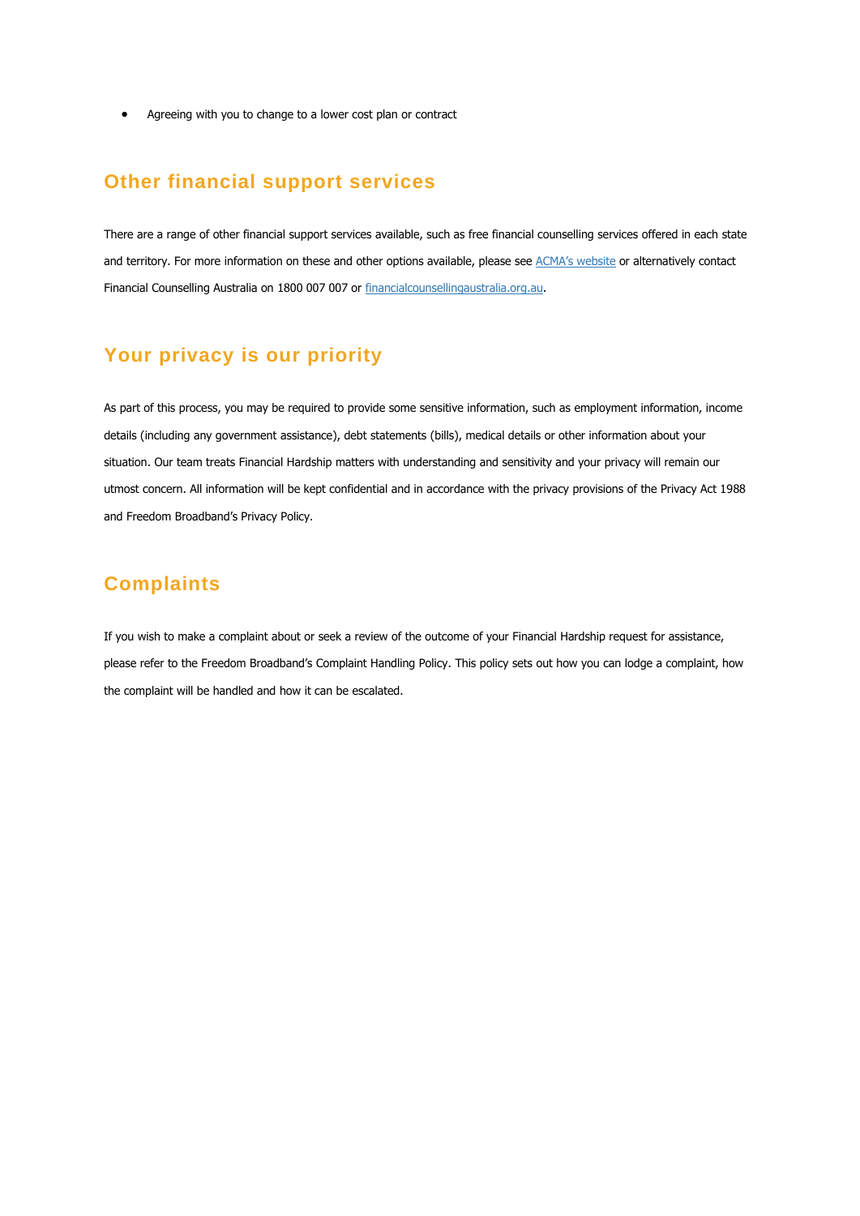- Agreeing with you to change to a lower cost plan or contract

## Other financial support services

There are a range of other financial support services available, such as free financial counselling services offered in each state and territory. For more information on these and other options available, please see [ACMA's website](#) or alternatively contact Financial Counselling Australia on 1800 007 007 or [financialcounsellingaustralia.org.au](#).

## Your privacy is our priority

As part of this process, you may be required to provide some sensitive information, such as employment information, income details (including any government assistance), debt statements (bills), medical details or other information about your situation. Our team treats Financial Hardship matters with understanding and sensitivity and your privacy will remain our utmost concern. All information will be kept confidential and in accordance with the privacy provisions of the Privacy Act 1988 and Freedom Broadband's Privacy Policy.

## Complaints

If you wish to make a complaint about or seek a review of the outcome of your Financial Hardship request for assistance, please refer to the Freedom Broadband's Complaint Handling Policy. This policy sets out how you can lodge a complaint, how the complaint will be handled and how it can be escalated.